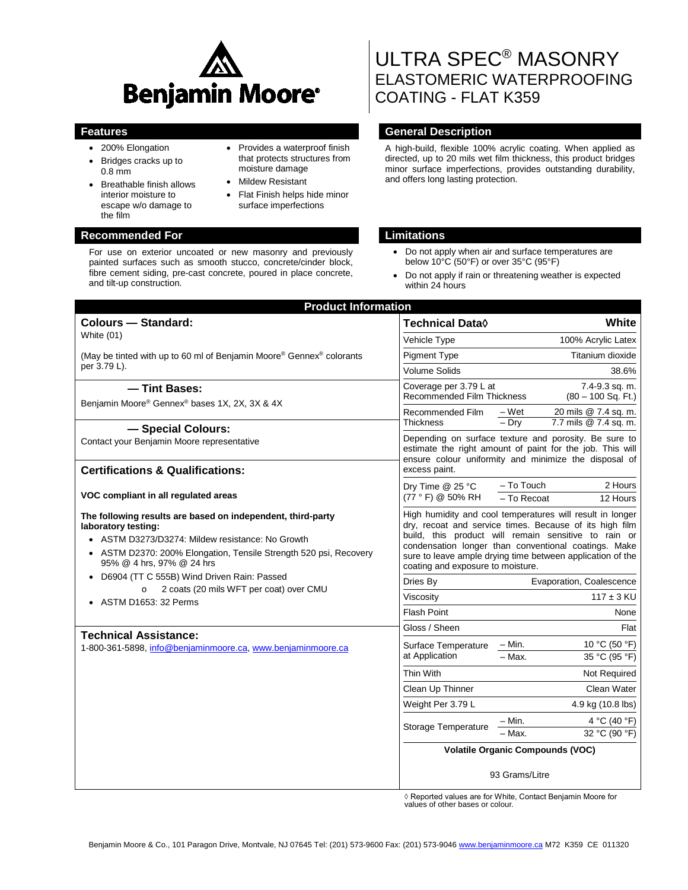# ULTRA SPEC® MASONRY ELASTOMERIC WATERPROOFING COATING - FLAT K359

## Features

- 200% Elongation
- Bridges cracks up to 0.8 mm
- Breathable finish allows interior moisture to escape w/o damage to the film
- Provides a waterproof finish that protects structures from moisture damage
- Mildew Resistant
- Flat Finish helps hide minor surface imperfections

## General Description

A high-build, flexible 100% acrylic coating. When applied as directed, up to 20 mils wet film thickness, this product bridges minor surface imperfections, provides outstanding durability, and offers long lasting protection.

## Recommended For

For use on exterior uncoated or new masonry and previously painted surfaces such as smooth stucco, concrete/cinder block, fibre cement siding, pre-cast concrete, poured in place concrete, and tilt-up construction.

## Limitations

- Do not apply when air and surface temperatures are below 10°C (50°F) or over 35°C (95°F)
- Do not apply if rain or threatening weather is expected within 24 hours

## Product Information

### Colours — Standard:

White (01)

(May be tinted with up to 60 ml of Benjamin Moore® Gennex® colorants per 3.79 L).

### — Tint Bases:

Benjamin Moore® Gennex® bases 1X, 2X, 3X & 4X

### — Special Colours:

Contact your Benjamin Moore representative

### Certifications & Qualifications:

**VOC compliant in all regulated areas**

**The following results are based on independent, third-party laboratory testing:**

- ASTM D3273/D3274: Mildew resistance: No Growth
- ASTM D2370: 200% Elongation, Tensile Strength 520 psi, Recovery 95% @ 4 hrs, 97% @ 24 hrs
- D6904 (TT C 555B) Wind Driven Rain: Passed
  - 2 coats (20 mils WFT per coat) over CMU
- ASTM D1653: 32 Perms

### Technical Assistance:

1-800-361-5898, info@benjaminmoore.ca, www.benjaminmoore.ca

| Technical Data◊ | | White |
|---|---|---|
| Vehicle Type | | 100% Acrylic Latex |
| Pigment Type | | Titanium dioxide |
| Volume Solids | | 38.6% |
| Coverage per 3.79 L at Recommended Film Thickness | | 7.4-9.3 sq. m. (80 – 100 Sq. Ft.) |
| Recommended Film Thickness | – Wet | 20 mils @ 7.4 sq. m. |
| | – Dry | 7.7 mils @ 7.4 sq. m. |
| Depending on surface texture and porosity. Be sure to estimate the right amount of paint for the job. This will ensure colour uniformity and minimize the disposal of excess paint. | | |
| Dry Time @ 25 °C (77 ° F) @ 50% RH | – To Touch | 2 Hours |
| | – To Recoat | 12 Hours |
| High humidity and cool temperatures will result in longer dry, recoat and service times. Because of its high film build, this product will remain sensitive to rain or condensation longer than conventional coatings. Make sure to leave ample drying time between application of the coating and exposure to moisture. | | |
| Dries By | | Evaporation, Coalescence |
| Viscosity | | 117 ± 3 KU |
| Flash Point | | None |
| Gloss / Sheen | | Flat |
| Surface Temperature at Application | – Min. | 10 °C (50 °F) |
| | – Max. | 35 °C (95 °F) |
| Thin With | | Not Required |
| Clean Up Thinner | | Clean Water |
| Weight Per 3.79 L | | 4.9 kg (10.8 lbs) |
| Storage Temperature | – Min. | 4 °C (40 °F) |
| | – Max. | 32 °C (90 °F) |
| **Volatile Organic Compounds (VOC)** | | |
| 93 Grams/Litre | | |

◊ Reported values are for White, Contact Benjamin Moore for values of other bases or colour.

Benjamin Moore & Co., 101 Paragon Drive, Montvale, NJ 07645 Tel: (201) 573-9600 Fax: (201) 573-9046 www.benjaminmoore.ca M72 K359 CE 011320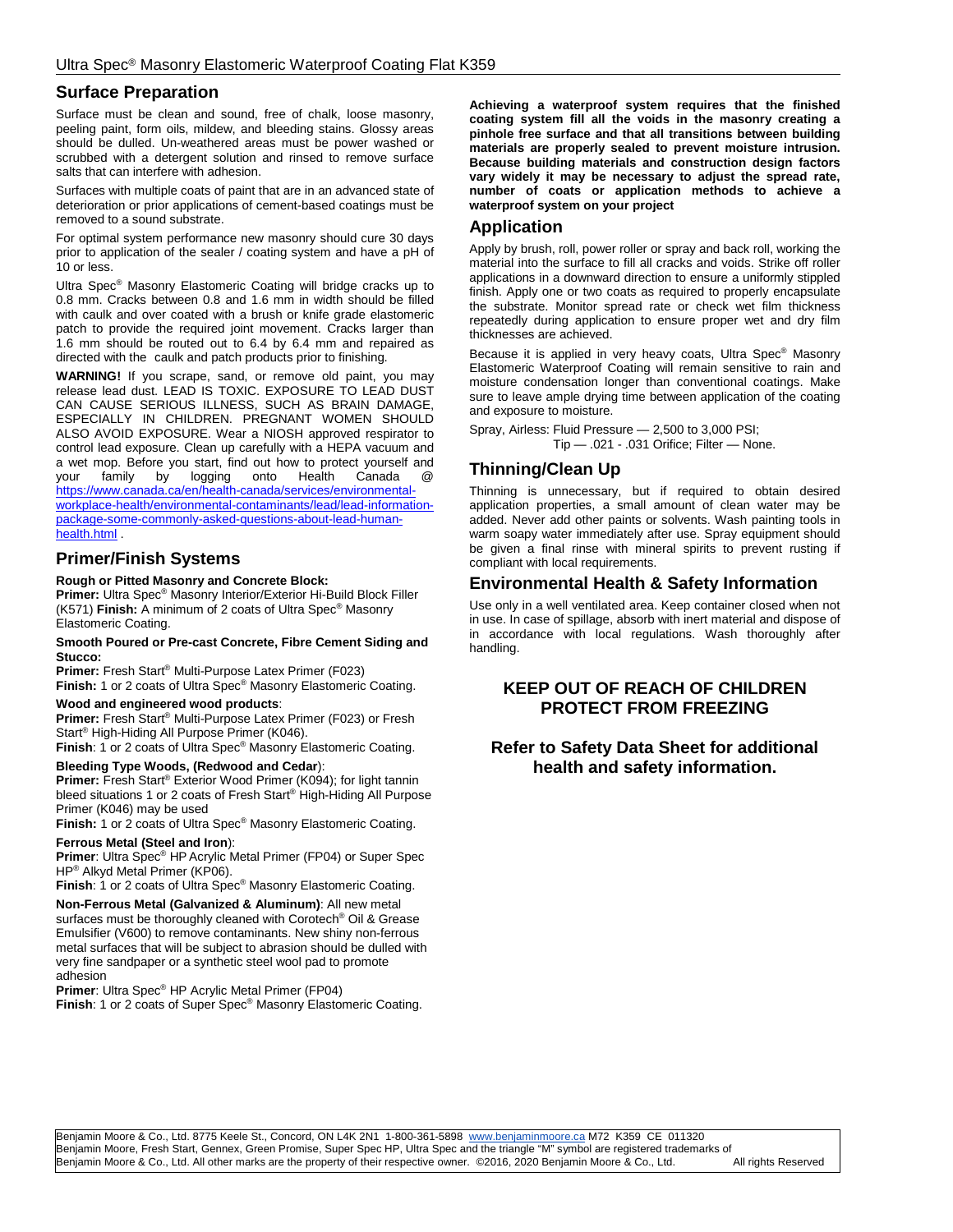## Surface Preparation

Surface must be clean and sound, free of chalk, loose masonry, peeling paint, form oils, mildew, and bleeding stains. Glossy areas should be dulled. Un-weathered areas must be power washed or scrubbed with a detergent solution and rinsed to remove surface salts that can interfere with adhesion.

Surfaces with multiple coats of paint that are in an advanced state of deterioration or prior applications of cement-based coatings must be removed to a sound substrate.

For optimal system performance new masonry should cure 30 days prior to application of the sealer / coating system and have a pH of 10 or less.

Ultra Spec® Masonry Elastomeric Coating will bridge cracks up to 0.8 mm. Cracks between 0.8 and 1.6 mm in width should be filled with caulk and over coated with a brush or knife grade elastomeric patch to provide the required joint movement. Cracks larger than 1.6 mm should be routed out to 6.4 by 6.4 mm and repaired as directed with the caulk and patch products prior to finishing.

**WARNING!** If you scrape, sand, or remove old paint, you may release lead dust. LEAD IS TOXIC. EXPOSURE TO LEAD DUST CAN CAUSE SERIOUS ILLNESS, SUCH AS BRAIN DAMAGE, ESPECIALLY IN CHILDREN. PREGNANT WOMEN SHOULD ALSO AVOID EXPOSURE. Wear a NIOSH approved respirator to control lead exposure. Clean up carefully with a HEPA vacuum and a wet mop. Before you start, find out how to protect yourself and your family by logging onto Health Canada @ https://www.canada.ca/en/health-canada/services/environmental-workplace-health/environmental-contaminants/lead/lead-information-package-some-commonly-asked-questions-about-lead-human-health.html .

## Primer/Finish Systems

**Rough or Pitted Masonry and Concrete Block:**
**Primer:** Ultra Spec® Masonry Interior/Exterior Hi-Build Block Filler (K571) **Finish:** A minimum of 2 coats of Ultra Spec® Masonry Elastomeric Coating.

**Smooth Poured or Pre-cast Concrete, Fibre Cement Siding and Stucco:**
**Primer:** Fresh Start® Multi-Purpose Latex Primer (F023)
**Finish:** 1 or 2 coats of Ultra Spec® Masonry Elastomeric Coating.

**Wood and engineered wood products**:
**Primer:** Fresh Start® Multi-Purpose Latex Primer (F023) or Fresh Start® High-Hiding All Purpose Primer (K046).
**Finish**: 1 or 2 coats of Ultra Spec® Masonry Elastomeric Coating.

**Bleeding Type Woods, (Redwood and Cedar**):
**Primer:** Fresh Start® Exterior Wood Primer (K094); for light tannin bleed situations 1 or 2 coats of Fresh Start® High-Hiding All Purpose Primer (K046) may be used
**Finish:** 1 or 2 coats of Ultra Spec® Masonry Elastomeric Coating.

**Ferrous Metal (Steel and Iron**):
**Primer**: Ultra Spec® HP Acrylic Metal Primer (FP04) or Super Spec HP® Alkyd Metal Primer (KP06).
**Finish**: 1 or 2 coats of Ultra Spec® Masonry Elastomeric Coating.

**Non-Ferrous Metal (Galvanized & Aluminum)**: All new metal surfaces must be thoroughly cleaned with Corotech® Oil & Grease Emulsifier (V600) to remove contaminants. New shiny non-ferrous metal surfaces that will be subject to abrasion should be dulled with very fine sandpaper or a synthetic steel wool pad to promote adhesion
**Primer**: Ultra Spec® HP Acrylic Metal Primer (FP04)
**Finish**: 1 or 2 coats of Super Spec® Masonry Elastomeric Coating.

**Achieving a waterproof system requires that the finished coating system fill all the voids in the masonry creating a pinhole free surface and that all transitions between building materials are properly sealed to prevent moisture intrusion. Because building materials and construction design factors vary widely it may be necessary to adjust the spread rate, number of coats or application methods to achieve a waterproof system on your project**

## Application

Apply by brush, roll, power roller or spray and back roll, working the material into the surface to fill all cracks and voids. Strike off roller applications in a downward direction to ensure a uniformly stippled finish. Apply one or two coats as required to properly encapsulate the substrate. Monitor spread rate or check wet film thickness repeatedly during application to ensure proper wet and dry film thicknesses are achieved.

Because it is applied in very heavy coats, Ultra Spec® Masonry Elastomeric Waterproof Coating will remain sensitive to rain and moisture condensation longer than conventional coatings. Make sure to leave ample drying time between application of the coating and exposure to moisture.

Spray, Airless: Fluid Pressure — 2,500 to 3,000 PSI;
Tip — .021 - .031 Orifice; Filter — None.

## Thinning/Clean Up

Thinning is unnecessary, but if required to obtain desired application properties, a small amount of clean water may be added. Never add other paints or solvents. Wash painting tools in warm soapy water immediately after use. Spray equipment should be given a final rinse with mineral spirits to prevent rusting if compliant with local requirements.

## Environmental Health & Safety Information

Use only in a well ventilated area. Keep container closed when not in use. In case of spillage, absorb with inert material and dispose of in accordance with local regulations. Wash thoroughly after handling.

**KEEP OUT OF REACH OF CHILDREN**
**PROTECT FROM FREEZING**

**Refer to Safety Data Sheet for additional health and safety information.**

Benjamin Moore & Co., Ltd. 8775 Keele St., Concord, ON L4K 2N1 1-800-361-5898 www.benjaminmoore.ca M72 K359 CE 011320
Benjamin Moore, Fresh Start, Gennex, Green Promise, Super Spec HP, Ultra Spec and the triangle "M" symbol are registered trademarks of Benjamin Moore & Co., Ltd. All other marks are the property of their respective owner. ©2016, 2020 Benjamin Moore & Co., Ltd. All rights Reserved